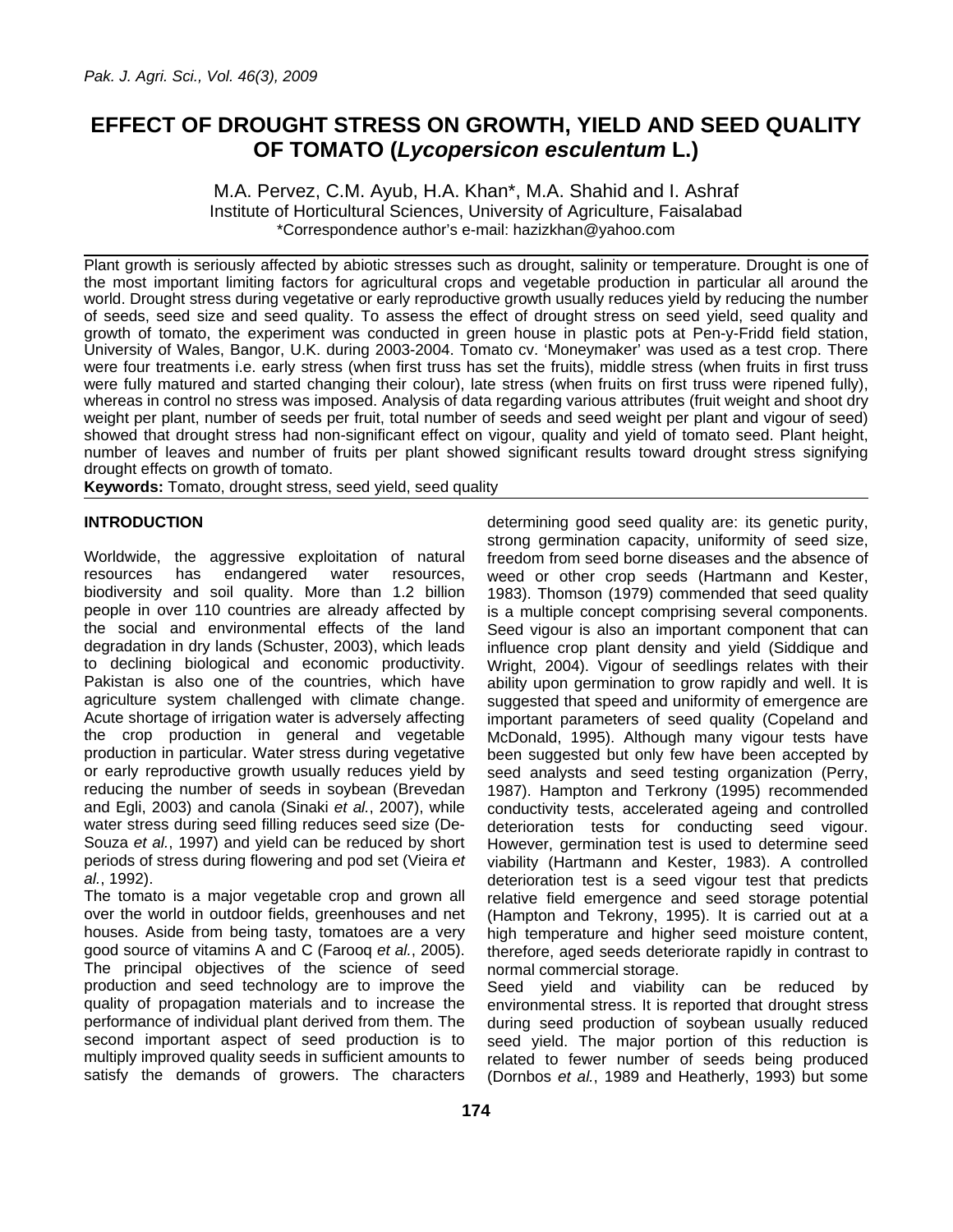# EFFECT OF DROUGHT STRESS ON GROWTH, YIELD AND SEED QUALITY OF TOMATO (*Lycopersicon esculentum* L.)

M.A. Pervez, C.M. Ayub, H.A. Khan*, M.A. Shahid and I. Ashraf
Institute of Horticultural Sciences, University of Agriculture, Faisalabad
*Correspondence author's e-mail: hazizkhan@yahoo.com

Plant growth is seriously affected by abiotic stresses such as drought, salinity or temperature. Drought is one of the most important limiting factors for agricultural crops and vegetable production in particular all around the world. Drought stress during vegetative or early reproductive growth usually reduces yield by reducing the number of seeds, seed size and seed quality. To assess the effect of drought stress on seed yield, seed quality and growth of tomato, the experiment was conducted in green house in plastic pots at Pen-y-Fridd field station, University of Wales, Bangor, U.K. during 2003-2004. Tomato cv. 'Moneymaker' was used as a test crop. There were four treatments i.e. early stress (when first truss has set the fruits), middle stress (when fruits in first truss were fully matured and started changing their colour), late stress (when fruits on first truss were ripened fully), whereas in control no stress was imposed. Analysis of data regarding various attributes (fruit weight and shoot dry weight per plant, number of seeds per fruit, total number of seeds and seed weight per plant and vigour of seed) showed that drought stress had non-significant effect on vigour, quality and yield of tomato seed. Plant height, number of leaves and number of fruits per plant showed significant results toward drought stress signifying drought effects on growth of tomato.

**Keywords:** Tomato, drought stress, seed yield, seed quality

## INTRODUCTION

Worldwide, the aggressive exploitation of natural resources has endangered water resources, biodiversity and soil quality. More than 1.2 billion people in over 110 countries are already affected by the social and environmental effects of the land degradation in dry lands (Schuster, 2003), which leads to declining biological and economic productivity. Pakistan is also one of the countries, which have agriculture system challenged with climate change. Acute shortage of irrigation water is adversely affecting the crop production in general and vegetable production in particular. Water stress during vegetative or early reproductive growth usually reduces yield by reducing the number of seeds in soybean (Brevedan and Egli, 2003) and canola (Sinaki *et al.*, 2007), while water stress during seed filling reduces seed size (De-Souza *et al.*, 1997) and yield can be reduced by short periods of stress during flowering and pod set (Vieira *et al.*, 1992).

The tomato is a major vegetable crop and grown all over the world in outdoor fields, greenhouses and net houses. Aside from being tasty, tomatoes are a very good source of vitamins A and C (Farooq *et al.*, 2005). The principal objectives of the science of seed production and seed technology are to improve the quality of propagation materials and to increase the performance of individual plant derived from them. The second important aspect of seed production is to multiply improved quality seeds in sufficient amounts to satisfy the demands of growers. The characters determining good seed quality are: its genetic purity, strong germination capacity, uniformity of seed size, freedom from seed borne diseases and the absence of weed or other crop seeds (Hartmann and Kester, 1983). Thomson (1979) commended that seed quality is a multiple concept comprising several components. Seed vigour is also an important component that can influence crop plant density and yield (Siddique and Wright, 2004). Vigour of seedlings relates with their ability upon germination to grow rapidly and well. It is suggested that speed and uniformity of emergence are important parameters of seed quality (Copeland and McDonald, 1995). Although many vigour tests have been suggested but only few have been accepted by seed analysts and seed testing organization (Perry, 1987). Hampton and Terkrony (1995) recommended conductivity tests, accelerated ageing and controlled deterioration tests for conducting seed vigour. However, germination test is used to determine seed viability (Hartmann and Kester, 1983). A controlled deterioration test is a seed vigour test that predicts relative field emergence and seed storage potential (Hampton and Tekrony, 1995). It is carried out at a high temperature and higher seed moisture content, therefore, aged seeds deteriorate rapidly in contrast to normal commercial storage.

Seed yield and viability can be reduced by environmental stress. It is reported that drought stress during seed production of soybean usually reduced seed yield. The major portion of this reduction is related to fewer number of seeds being produced (Dornbos *et al.*, 1989 and Heatherly, 1993) but some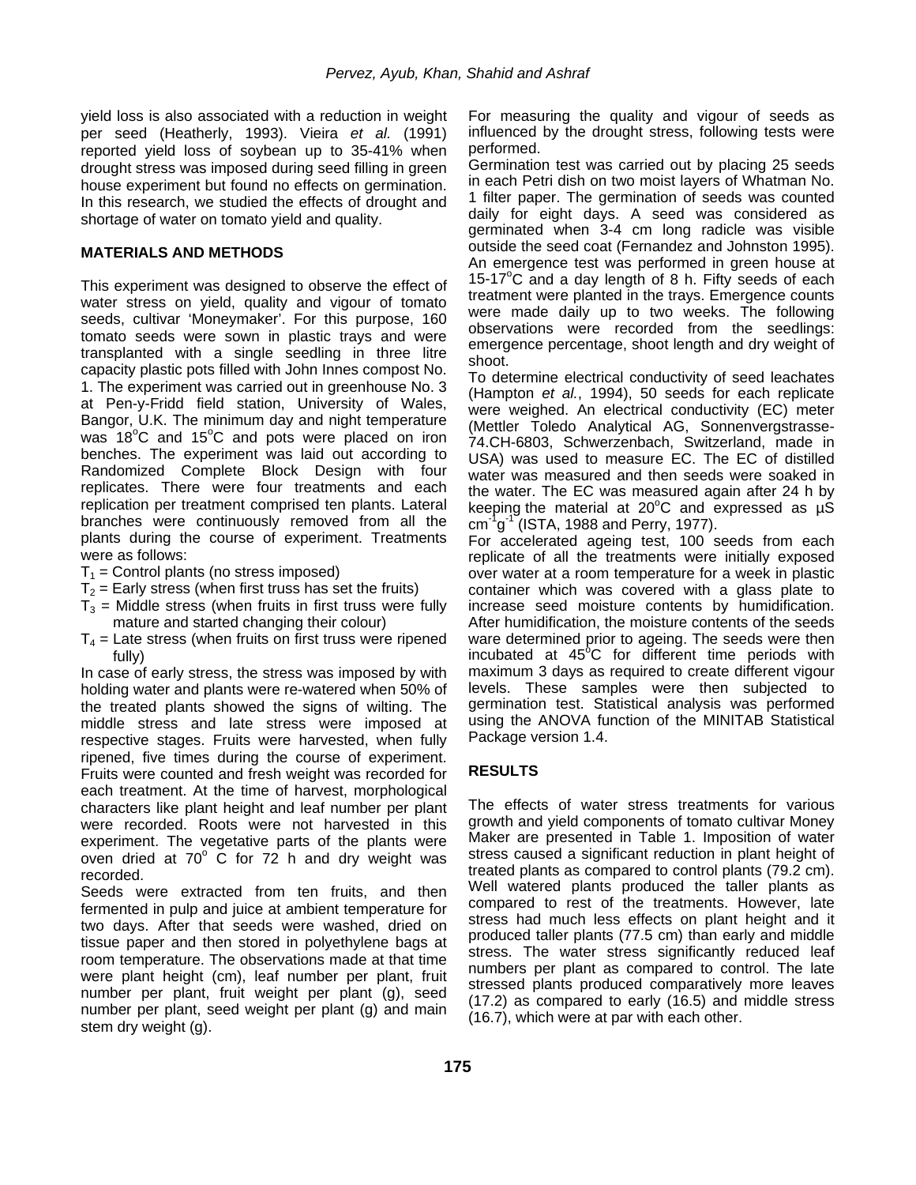yield loss is also associated with a reduction in weight per seed (Heatherly, 1993). Vieira *et al.* (1991) reported yield loss of soybean up to 35-41% when drought stress was imposed during seed filling in green house experiment but found no effects on germination. In this research, we studied the effects of drought and shortage of water on tomato yield and quality.

## MATERIALS AND METHODS

This experiment was designed to observe the effect of water stress on yield, quality and vigour of tomato seeds, cultivar 'Moneymaker'. For this purpose, 160 tomato seeds were sown in plastic trays and were transplanted with a single seedling in three litre capacity plastic pots filled with John Innes compost No. 1. The experiment was carried out in greenhouse No. 3 at Pen-y-Fridd field station, University of Wales, Bangor, U.K. The minimum day and night temperature was 18°C and 15°C and pots were placed on iron benches. The experiment was laid out according to Randomized Complete Block Design with four replicates. There were four treatments and each replication per treatment comprised ten plants. Lateral branches were continuously removed from all the plants during the course of experiment. Treatments were as follows:

- $T_1$ = Control plants (no stress imposed)
- $T_2$ = Early stress (when first truss has set the fruits)
- $T_3$ = Middle stress (when fruits in first truss were fully mature and started changing their colour)
- $T_4$ = Late stress (when fruits on first truss were ripened fully)

In case of early stress, the stress was imposed by with holding water and plants were re-watered when 50% of the treated plants showed the signs of wilting. The middle stress and late stress were imposed at respective stages. Fruits were harvested, when fully ripened, five times during the course of experiment. Fruits were counted and fresh weight was recorded for each treatment. At the time of harvest, morphological characters like plant height and leaf number per plant were recorded. Roots were not harvested in this experiment. The vegetative parts of the plants were oven dried at 70° C for 72 h and dry weight was recorded.

Seeds were extracted from ten fruits, and then fermented in pulp and juice at ambient temperature for two days. After that seeds were washed, dried on tissue paper and then stored in polyethylene bags at room temperature. The observations made at that time were plant height (cm), leaf number per plant, fruit number per plant, fruit weight per plant (g), seed number per plant, seed weight per plant (g) and main stem dry weight (g).

For measuring the quality and vigour of seeds as influenced by the drought stress, following tests were performed.

Germination test was carried out by placing 25 seeds in each Petri dish on two moist layers of Whatman No. 1 filter paper. The germination of seeds was counted daily for eight days. A seed was considered as germinated when 3-4 cm long radicle was visible outside the seed coat (Fernandez and Johnston 1995).

An emergence test was performed in green house at 15-17°C and a day length of 8 h. Fifty seeds of each treatment were planted in the trays. Emergence counts were made daily up to two weeks. The following observations were recorded from the seedlings: emergence percentage, shoot length and dry weight of shoot.

To determine electrical conductivity of seed leachates (Hampton *et al.*, 1994), 50 seeds for each replicate were weighed. An electrical conductivity (EC) meter (Mettler Toledo Analytical AG, Sonnenvergstrasse-74.CH-6803, Schwerzenbach, Switzerland, made in USA) was used to measure EC. The EC of distilled water was measured and then seeds were soaked in the water. The EC was measured again after 24 h by keeping the material at 20°C and expressed as µS $cm^{-1}g^{-1}$ (ISTA, 1988 and Perry, 1977).

For accelerated ageing test, 100 seeds from each replicate of all the treatments were initially exposed over water at a room temperature for a week in plastic container which was covered with a glass plate to increase seed moisture contents by humidification. After humidification, the moisture contents of the seeds ware determined prior to ageing. The seeds were then incubated at 45°C for different time periods with maximum 3 days as required to create different vigour levels. These samples were then subjected to germination test. Statistical analysis was performed using the ANOVA function of the MINITAB Statistical Package version 1.4.

## RESULTS

The effects of water stress treatments for various growth and yield components of tomato cultivar Money Maker are presented in Table 1. Imposition of water stress caused a significant reduction in plant height of treated plants as compared to control plants (79.2 cm). Well watered plants produced the taller plants as compared to rest of the treatments. However, late stress had much less effects on plant height and it produced taller plants (77.5 cm) than early and middle stress. The water stress significantly reduced leaf numbers per plant as compared to control. The late stressed plants produced comparatively more leaves (17.2) as compared to early (16.5) and middle stress (16.7), which were at par with each other.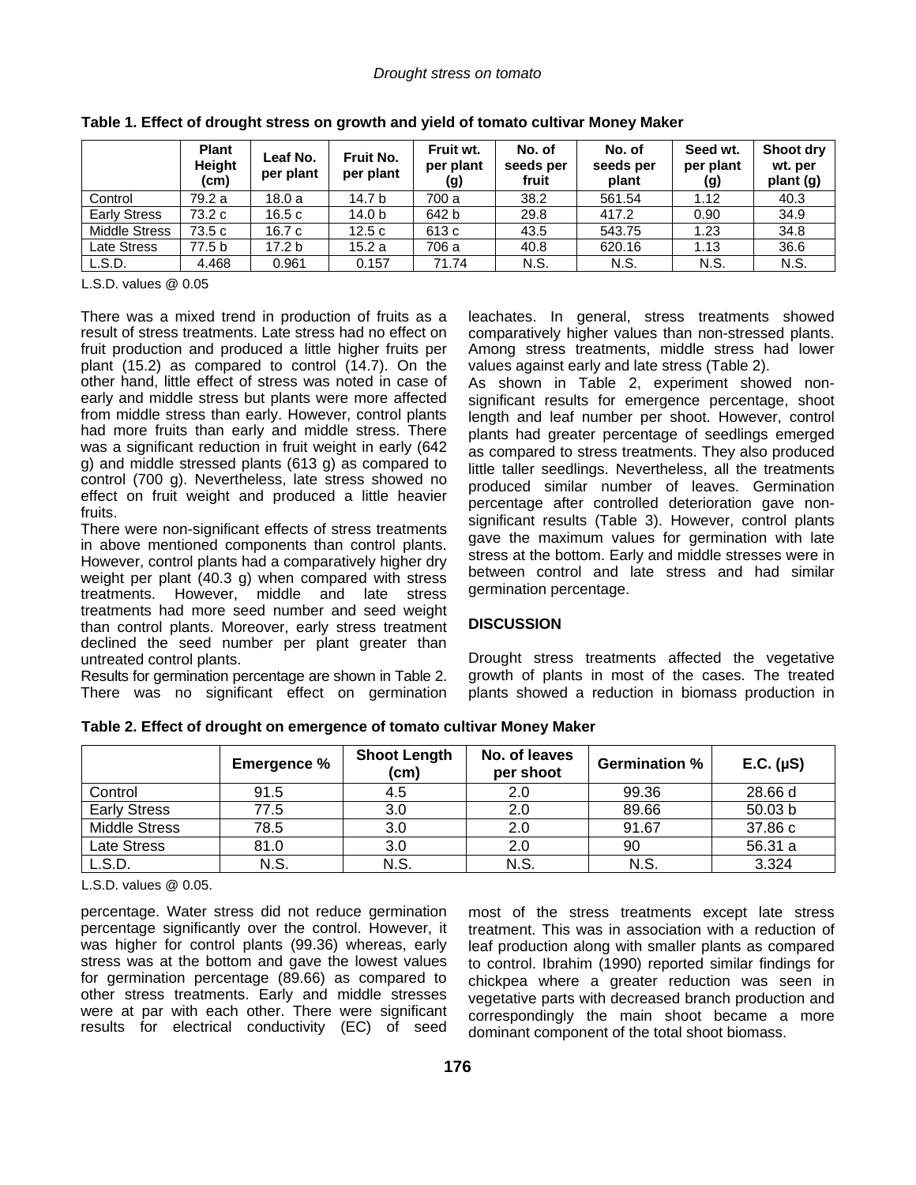**Table 1. Effect of drought stress on growth and yield of tomato cultivar Money Maker**

| | Plant Height (cm) | Leaf No. per plant | Fruit No. per plant | Fruit wt. per plant (g) | No. of seeds per fruit | No. of seeds per plant | Seed wt. per plant (g) | Shoot dry wt. per plant (g) |
|---|---|---|---|---|---|---|---|---|
| Control | 79.2 a | 18.0 a | 14.7 b | 700 a | 38.2 | 561.54 | 1.12 | 40.3 |
| Early Stress | 73.2 c | 16.5 c | 14.0 b | 642 b | 29.8 | 417.2 | 0.90 | 34.9 |
| Middle Stress | 73.5 c | 16.7 c | 12.5 c | 613 c | 43.5 | 543.75 | 1.23 | 34.8 |
| Late Stress | 77.5 b | 17.2 b | 15.2 a | 706 a | 40.8 | 620.16 | 1.13 | 36.6 |
| L.S.D. | 4.468 | 0.961 | 0.157 | 71.74 | N.S. | N.S. | N.S. | N.S. |

L.S.D. values @ 0.05

There was a mixed trend in production of fruits as a result of stress treatments. Late stress had no effect on fruit production and produced a little higher fruits per plant (15.2) as compared to control (14.7). On the other hand, little effect of stress was noted in case of early and middle stress but plants were more affected from middle stress than early. However, control plants had more fruits than early and middle stress. There was a significant reduction in fruit weight in early (642 g) and middle stressed plants (613 g) as compared to control (700 g). Nevertheless, late stress showed no effect on fruit weight and produced a little heavier fruits.

There were non-significant effects of stress treatments in above mentioned components than control plants. However, control plants had a comparatively higher dry weight per plant (40.3 g) when compared with stress treatments. However, middle and late stress treatments had more seed number and seed weight than control plants. Moreover, early stress treatment declined the seed number per plant greater than untreated control plants.

Results for germination percentage are shown in Table 2. There was no significant effect on germination percentage. Water stress did not reduce germination percentage significantly over the control. However, it was higher for control plants (99.36) whereas, early stress was at the bottom and gave the lowest values for germination percentage (89.66) as compared to other stress treatments. Early and middle stresses were at par with each other. There were significant results for electrical conductivity (EC) of seed leachates. In general, stress treatments showed comparatively higher values than non-stressed plants. Among stress treatments, middle stress had lower values against early and late stress (Table 2).

As shown in Table 2, experiment showed non-significant results for emergence percentage, shoot length and leaf number per shoot. However, control plants had greater percentage of seedlings emerged as compared to stress treatments. They also produced little taller seedlings. Nevertheless, all the treatments produced similar number of leaves. Germination percentage after controlled deterioration gave non-significant results (Table 3). However, control plants gave the maximum values for germination with late stress at the bottom. Early and middle stresses were in between control and late stress and had similar germination percentage.

**Table 2. Effect of drought on emergence of tomato cultivar Money Maker**

| | Emergence % | Shoot Length (cm) | No. of leaves per shoot | Germination % | E.C. (µS) |
|---|---|---|---|---|---|
| Control | 91.5 | 4.5 | 2.0 | 99.36 | 28.66 d |
| Early Stress | 77.5 | 3.0 | 2.0 | 89.66 | 50.03 b |
| Middle Stress | 78.5 | 3.0 | 2.0 | 91.67 | 37.86 c |
| Late Stress | 81.0 | 3.0 | 2.0 | 90 | 56.31 a |
| L.S.D. | N.S. | N.S. | N.S. | N.S. | 3.324 |

L.S.D. values @ 0.05.

## DISCUSSION

Drought stress treatments affected the vegetative growth of plants in most of the cases. The treated plants showed a reduction in biomass production in most of the stress treatments except late stress treatment. This was in association with a reduction of leaf production along with smaller plants as compared to control. Ibrahim (1990) reported similar findings for chickpea where a greater reduction was seen in vegetative parts with decreased branch production and correspondingly the main shoot became a more dominant component of the total shoot biomass.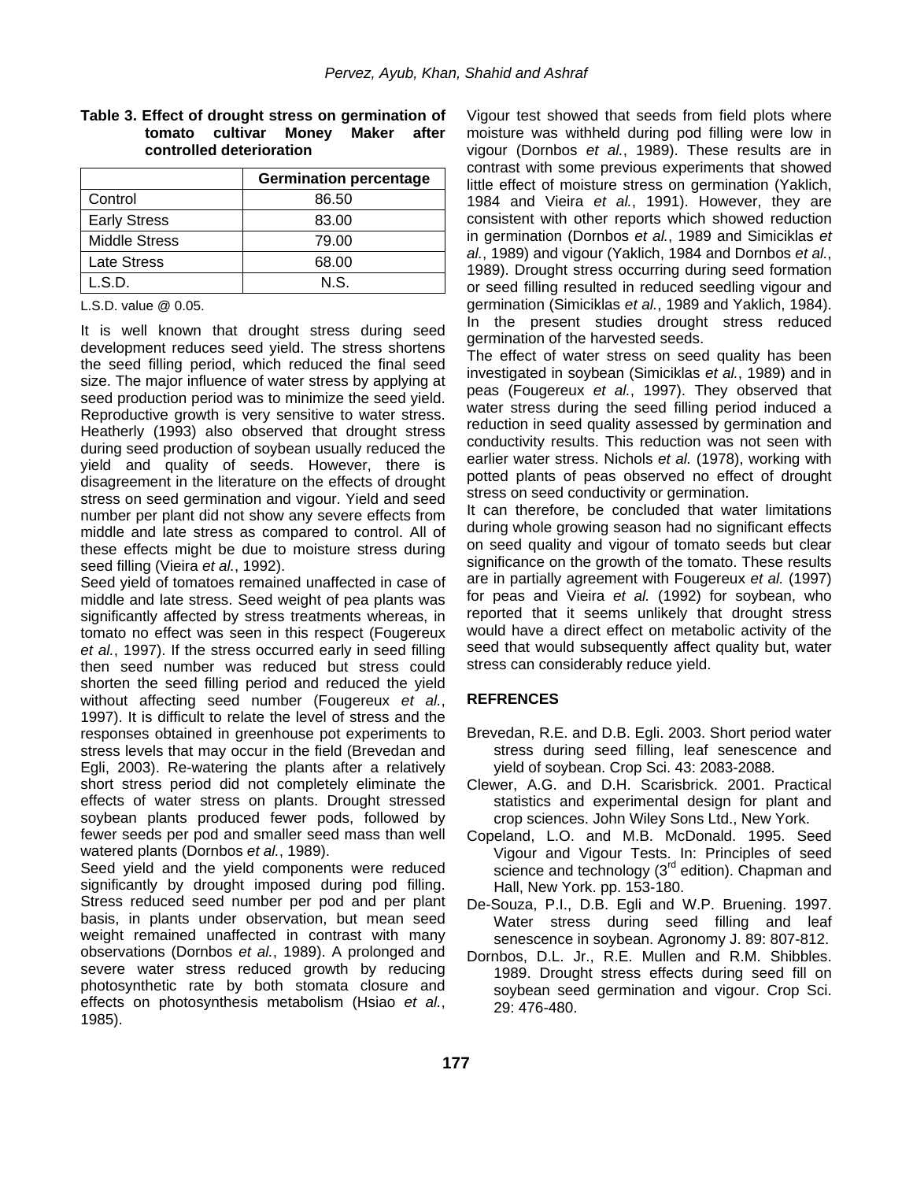**Table 3. Effect of drought stress on germination of tomato cultivar Money Maker after controlled deterioration**

| | Germination percentage |
|---|---|
| Control | 86.50 |
| Early Stress | 83.00 |
| Middle Stress | 79.00 |
| Late Stress | 68.00 |
| L.S.D. | N.S. |

L.S.D. value @ 0.05.

It is well known that drought stress during seed development reduces seed yield. The stress shortens the seed filling period, which reduced the final seed size. The major influence of water stress by applying at seed production period was to minimize the seed yield. Reproductive growth is very sensitive to water stress. Heatherly (1993) also observed that drought stress during seed production of soybean usually reduced the yield and quality of seeds. However, there is disagreement in the literature on the effects of drought stress on seed germination and vigour. Yield and seed number per plant did not show any severe effects from middle and late stress as compared to control. All of these effects might be due to moisture stress during seed filling (Vieira *et al.*, 1992).

Seed yield of tomatoes remained unaffected in case of middle and late stress. Seed weight of pea plants was significantly affected by stress treatments whereas, in tomato no effect was seen in this respect (Fougereux *et al.*, 1997). If the stress occurred early in seed filling then seed number was reduced but stress could shorten the seed filling period and reduced the yield without affecting seed number (Fougereux *et al.*, 1997). It is difficult to relate the level of stress and the responses obtained in greenhouse pot experiments to stress levels that may occur in the field (Brevedan and Egli, 2003). Re-watering the plants after a relatively short stress period did not completely eliminate the effects of water stress on plants. Drought stressed soybean plants produced fewer pods, followed by fewer seeds per pod and smaller seed mass than well watered plants (Dornbos *et al.*, 1989).

Seed yield and the yield components were reduced significantly by drought imposed during pod filling. Stress reduced seed number per pod and per plant basis, in plants under observation, but mean seed weight remained unaffected in contrast with many observations (Dornbos *et al.*, 1989). A prolonged and severe water stress reduced growth by reducing photosynthetic rate by both stomata closure and effects on photosynthesis metabolism (Hsiao *et al.*, 1985).

Vigour test showed that seeds from field plots where moisture was withheld during pod filling were low in vigour (Dornbos *et al.*, 1989). These results are in contrast with some previous experiments that showed little effect of moisture stress on germination (Yaklich, 1984 and Vieira *et al.*, 1991). However, they are consistent with other reports which showed reduction in germination (Dornbos *et al.*, 1989 and Simiciklas *et al.*, 1989) and vigour (Yaklich, 1984 and Dornbos *et al.*, 1989). Drought stress occurring during seed formation or seed filling resulted in reduced seedling vigour and germination (Simiciklas *et al.*, 1989 and Yaklich, 1984). In the present studies drought stress reduced germination of the harvested seeds.

The effect of water stress on seed quality has been investigated in soybean (Simiciklas *et al.*, 1989) and in peas (Fougereux *et al.*, 1997). They observed that water stress during the seed filling period induced a reduction in seed quality assessed by germination and conductivity results. This reduction was not seen with earlier water stress. Nichols *et al.* (1978), working with potted plants of peas observed no effect of drought stress on seed conductivity or germination.

It can therefore, be concluded that water limitations during whole growing season had no significant effects on seed quality and vigour of tomato seeds but clear significance on the growth of the tomato. These results are in partially agreement with Fougereux *et al.* (1997) for peas and Vieira *et al.* (1992) for soybean, who reported that it seems unlikely that drought stress would have a direct effect on metabolic activity of the seed that would subsequently affect quality but, water stress can considerably reduce yield.

## REFRENCES

Brevedan, R.E. and D.B. Egli. 2003. Short period water stress during seed filling, leaf senescence and yield of soybean. Crop Sci. 43: 2083-2088.

Clewer, A.G. and D.H. Scarisbrick. 2001. Practical statistics and experimental design for plant and crop sciences. John Wiley Sons Ltd., New York.

Copeland, L.O. and M.B. McDonald. 1995. Seed Vigour and Vigour Tests. In: Principles of seed science and technology (3rd edition). Chapman and Hall, New York. pp. 153-180.

De-Souza, P.I., D.B. Egli and W.P. Bruening. 1997. Water stress during seed filling and leaf senescence in soybean. Agronomy J. 89: 807-812.

Dornbos, D.L. Jr., R.E. Mullen and R.M. Shibbles. 1989. Drought stress effects during seed fill on soybean seed germination and vigour. Crop Sci. 29: 476-480.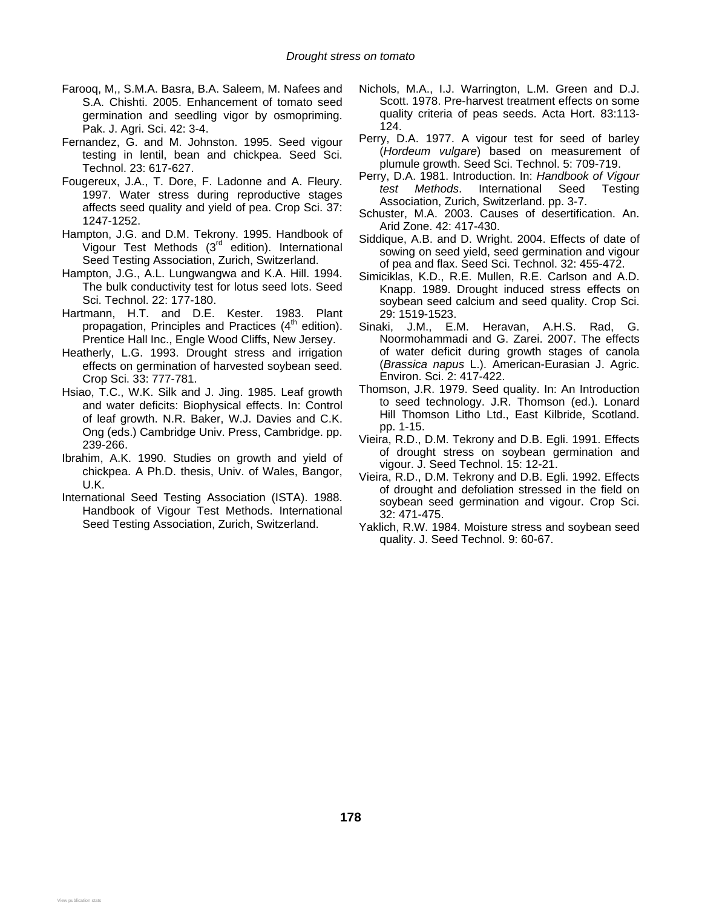Farooq, M,, S.M.A. Basra, B.A. Saleem, M. Nafees and S.A. Chishti. 2005. Enhancement of tomato seed germination and seedling vigor by osmopriming. Pak. J. Agri. Sci. 42: 3-4.

Fernandez, G. and M. Johnston. 1995. Seed vigour testing in lentil, bean and chickpea. Seed Sci. Technol. 23: 617-627.

Fougereux, J.A., T. Dore, F. Ladonne and A. Fleury. 1997. Water stress during reproductive stages affects seed quality and yield of pea. Crop Sci. 37: 1247-1252.

Hampton, J.G. and D.M. Tekrony. 1995. Handbook of Vigour Test Methods (3rd edition). International Seed Testing Association, Zurich, Switzerland.

Hampton, J.G., A.L. Lungwangwa and K.A. Hill. 1994. The bulk conductivity test for lotus seed lots. Seed Sci. Technol. 22: 177-180.

Hartmann, H.T. and D.E. Kester. 1983. Plant propagation, Principles and Practices (4th edition). Prentice Hall Inc., Engle Wood Cliffs, New Jersey.

Heatherly, L.G. 1993. Drought stress and irrigation effects on germination of harvested soybean seed. Crop Sci. 33: 777-781.

Hsiao, T.C., W.K. Silk and J. Jing. 1985. Leaf growth and water deficits: Biophysical effects. In: Control of leaf growth. N.R. Baker, W.J. Davies and C.K. Ong (eds.) Cambridge Univ. Press, Cambridge. pp. 239-266.

Ibrahim, A.K. 1990. Studies on growth and yield of chickpea. A Ph.D. thesis, Univ. of Wales, Bangor, U.K.

International Seed Testing Association (ISTA). 1988. Handbook of Vigour Test Methods. International Seed Testing Association, Zurich, Switzerland.

Nichols, M.A., I.J. Warrington, L.M. Green and D.J. Scott. 1978. Pre-harvest treatment effects on some quality criteria of peas seeds. Acta Hort. 83:113-124.

Perry, D.A. 1977. A vigour test for seed of barley (*Hordeum vulgare*) based on measurement of plumule growth. Seed Sci. Technol. 5: 709-719.

Perry, D.A. 1981. Introduction. In: *Handbook of Vigour test Methods*. International Seed Testing Association, Zurich, Switzerland. pp. 3-7.

Schuster, M.A. 2003. Causes of desertification. An. Arid Zone. 42: 417-430.

Siddique, A.B. and D. Wright. 2004. Effects of date of sowing on seed yield, seed germination and vigour of pea and flax. Seed Sci. Technol. 32: 455-472.

Simiciklas, K.D., R.E. Mullen, R.E. Carlson and A.D. Knapp. 1989. Drought induced stress effects on soybean seed calcium and seed quality. Crop Sci. 29: 1519-1523.

Sinaki, J.M., E.M. Heravan, A.H.S. Rad, G. Noormohammadi and G. Zarei. 2007. The effects of water deficit during growth stages of canola (*Brassica napus* L.). American-Eurasian J. Agric. Environ. Sci. 2: 417-422.

Thomson, J.R. 1979. Seed quality. In: An Introduction to seed technology. J.R. Thomson (ed.). Lonard Hill Thomson Litho Ltd., East Kilbride, Scotland. pp. 1-15.

Vieira, R.D., D.M. Tekrony and D.B. Egli. 1991. Effects of drought stress on soybean germination and vigour. J. Seed Technol. 15: 12-21.

Vieira, R.D., D.M. Tekrony and D.B. Egli. 1992. Effects of drought and defoliation stressed in the field on soybean seed germination and vigour. Crop Sci. 32: 471-475.

Yaklich, R.W. 1984. Moisture stress and soybean seed quality. J. Seed Technol. 9: 60-67.